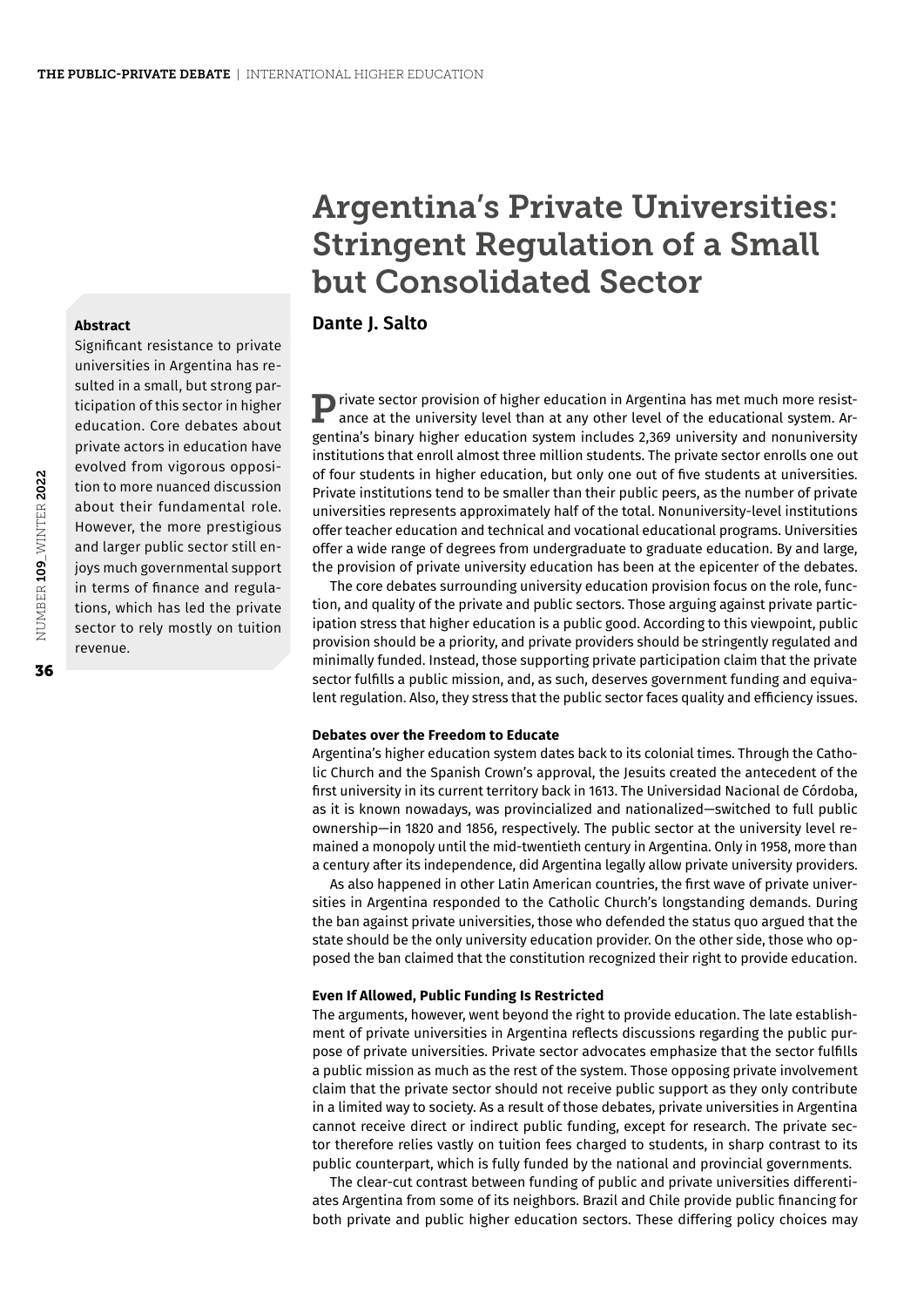# Argentina's Private Universities: Stringent Regulation of a Small but Consolidated Sector

**Dante J. Salto**

**Abstract**

Significant resistance to private universities in Argentina has resulted in a small, but strong participation of this sector in higher education. Core debates about private actors in education have evolved from vigorous opposition to more nuanced discussion about their fundamental role. However, the more prestigious and larger public sector still enjoys much governmental support in terms of finance and regulations, which has led the private sector to rely mostly on tuition revenue.

Private sector provision of higher education in Argentina has met much more resistance at the university level than at any other level of the educational system. Argentina's binary higher education system includes 2,369 university and nonuniversity institutions that enroll almost three million students. The private sector enrolls one out of four students in higher education, but only one out of five students at universities. Private institutions tend to be smaller than their public peers, as the number of private universities represents approximately half of the total. Nonuniversity-level institutions offer teacher education and technical and vocational educational programs. Universities offer a wide range of degrees from undergraduate to graduate education. By and large, the provision of private university education has been at the epicenter of the debates.

The core debates surrounding university education provision focus on the role, function, and quality of the private and public sectors. Those arguing against private participation stress that higher education is a public good. According to this viewpoint, public provision should be a priority, and private providers should be stringently regulated and minimally funded. Instead, those supporting private participation claim that the private sector fulfills a public mission, and, as such, deserves government funding and equivalent regulation. Also, they stress that the public sector faces quality and efficiency issues.

### Debates over the Freedom to Educate

Argentina's higher education system dates back to its colonial times. Through the Catholic Church and the Spanish Crown's approval, the Jesuits created the antecedent of the first university in its current territory back in 1613. The Universidad Nacional de Córdoba, as it is known nowadays, was provincialized and nationalized—switched to full public ownership—in 1820 and 1856, respectively. The public sector at the university level remained a monopoly until the mid-twentieth century in Argentina. Only in 1958, more than a century after its independence, did Argentina legally allow private university providers.

As also happened in other Latin American countries, the first wave of private universities in Argentina responded to the Catholic Church's longstanding demands. During the ban against private universities, those who defended the status quo argued that the state should be the only university education provider. On the other side, those who opposed the ban claimed that the constitution recognized their right to provide education.

### Even If Allowed, Public Funding Is Restricted

The arguments, however, went beyond the right to provide education. The late establishment of private universities in Argentina reflects discussions regarding the public purpose of private universities. Private sector advocates emphasize that the sector fulfills a public mission as much as the rest of the system. Those opposing private involvement claim that the private sector should not receive public support as they only contribute in a limited way to society. As a result of those debates, private universities in Argentina cannot receive direct or indirect public funding, except for research. The private sector therefore relies vastly on tuition fees charged to students, in sharp contrast to its public counterpart, which is fully funded by the national and provincial governments.

The clear-cut contrast between funding of public and private universities differentiates Argentina from some of its neighbors. Brazil and Chile provide public financing for both private and public higher education sectors. These differing policy choices may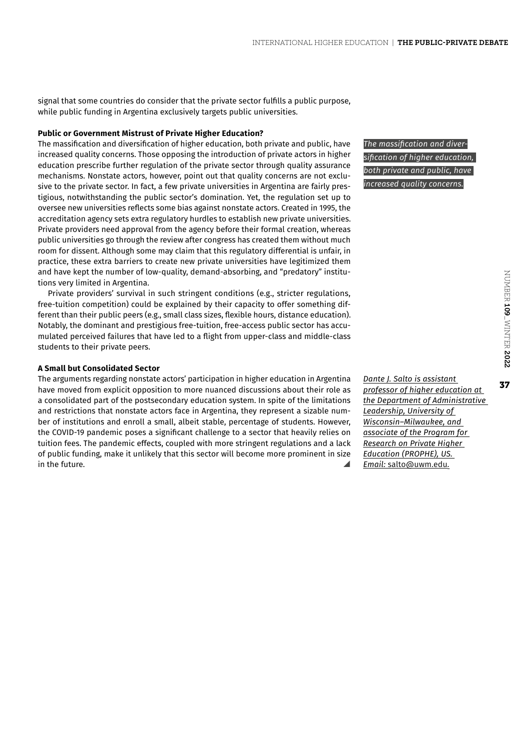signal that some countries do consider that the private sector fulfills a public purpose, while public funding in Argentina exclusively targets public universities.

### Public or Government Mistrust of Private Higher Education?

The massification and diversification of higher education, both private and public, have increased quality concerns. Those opposing the introduction of private actors in higher education prescribe further regulation of the private sector through quality assurance mechanisms. Nonstate actors, however, point out that quality concerns are not exclusive to the private sector. In fact, a few private universities in Argentina are fairly prestigious, notwithstanding the public sector's domination. Yet, the regulation set up to oversee new universities reflects some bias against nonstate actors. Created in 1995, the accreditation agency sets extra regulatory hurdles to establish new private universities. Private providers need approval from the agency before their formal creation, whereas public universities go through the review after congress has created them without much room for dissent. Although some may claim that this regulatory differential is unfair, in practice, these extra barriers to create new private universities have legitimized them and have kept the number of low-quality, demand-absorbing, and "predatory" institutions very limited in Argentina.

*The massification and diversification of higher education, both private and public, have increased quality concerns.*

Private providers' survival in such stringent conditions (e.g., stricter regulations, free-tuition competition) could be explained by their capacity to offer something different than their public peers (e.g., small class sizes, flexible hours, distance education). Notably, the dominant and prestigious free-tuition, free-access public sector has accumulated perceived failures that have led to a flight from upper-class and middle-class students to their private peers.

### A Small but Consolidated Sector

The arguments regarding nonstate actors' participation in higher education in Argentina have moved from explicit opposition to more nuanced discussions about their role as a consolidated part of the postsecondary education system. In spite of the limitations and restrictions that nonstate actors face in Argentina, they represent a sizable number of institutions and enroll a small, albeit stable, percentage of students. However, the COVID-19 pandemic poses a significant challenge to a sector that heavily relies on tuition fees. The pandemic effects, coupled with more stringent regulations and a lack of public funding, make it unlikely that this sector will become more prominent in size in the future.

*Dante J. Salto is assistant professor of higher education at the Department of Administrative Leadership, University of Wisconsin–Milwaukee, and associate of the Program for Research on Private Higher Education (PROPHE), US. Email:* salto@uwm.edu.